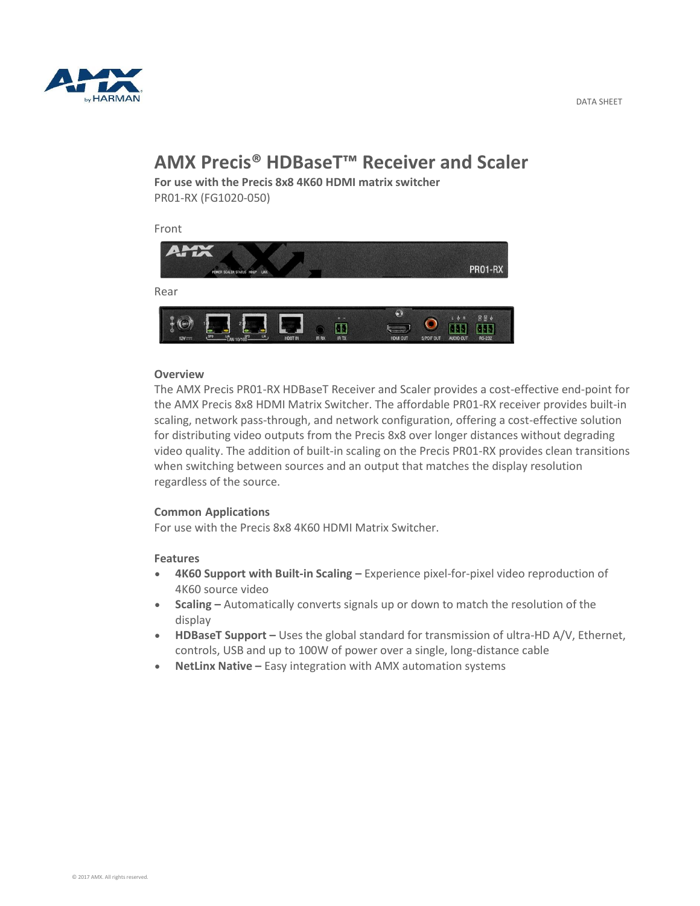DATA SHEET

# AMX Precis® HDBaseT™ Receiver and Scaler

**For use with the Precis 8x8 4K60 HDMI matrix switcher**

PR01-RX (FG1020-050)

Front

Rear

### Overview

The AMX Precis PR01-RX HDBaseT Receiver and Scaler provides a cost-effective end-point for the AMX Precis 8x8 HDMI Matrix Switcher. The affordable PR01-RX receiver provides built-in scaling, network pass-through, and network configuration, offering a cost-effective solution for distributing video outputs from the Precis 8x8 over longer distances without degrading video quality. The addition of built-in scaling on the Precis PR01-RX provides clean transitions when switching between sources and an output that matches the display resolution regardless of the source.

### Common Applications

For use with the Precis 8x8 4K60 HDMI Matrix Switcher.

### Features

- **4K60 Support with Built-in Scaling –** Experience pixel-for-pixel video reproduction of 4K60 source video
- **Scaling –** Automatically converts signals up or down to match the resolution of the display
- **HDBaseT Support –** Uses the global standard for transmission of ultra-HD A/V, Ethernet, controls, USB and up to 100W of power over a single, long-distance cable
- **NetLinx Native –** Easy integration with AMX automation systems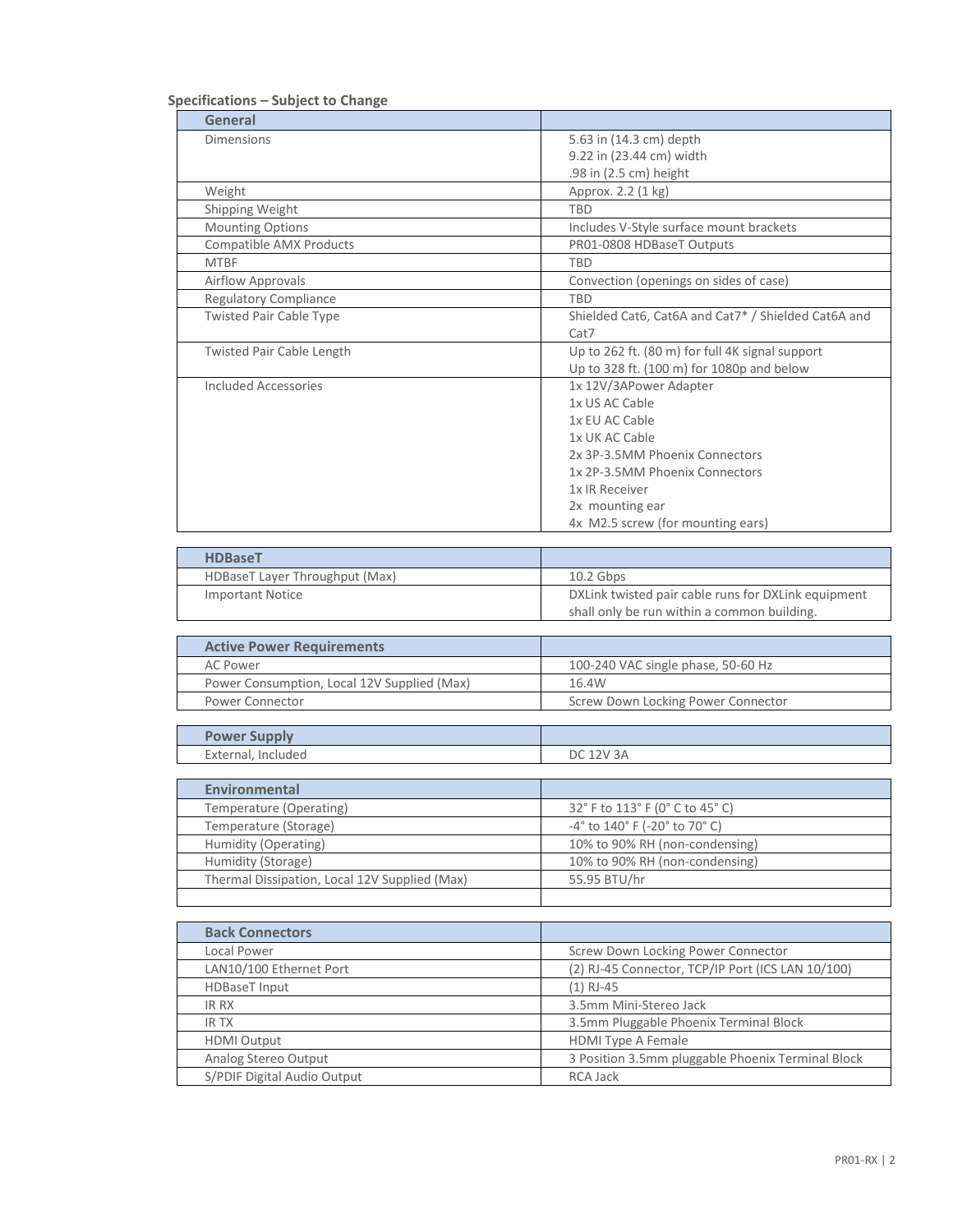**Specifications – Subject to Change**

| General | |
| --- | --- |
| Dimensions | 5.63 in (14.3 cm) depth<br>9.22 in (23.44 cm) width<br>.98 in (2.5 cm) height |
| Weight | Approx. 2.2 (1 kg) |
| Shipping Weight | TBD |
| Mounting Options | Includes V-Style surface mount brackets |
| Compatible AMX Products | PR01-0808 HDBaseT Outputs |
| MTBF | TBD |
| Airflow Approvals | Convection (openings on sides of case) |
| Regulatory Compliance | TBD |
| Twisted Pair Cable Type | Shielded Cat6, Cat6A and Cat7* / Shielded Cat6A and Cat7 |
| Twisted Pair Cable Length | Up to 262 ft. (80 m) for full 4K signal support<br>Up to 328 ft. (100 m) for 1080p and below |
| Included Accessories | 1x 12V/3APower Adapter<br>1x US AC Cable<br>1x EU AC Cable<br>1x UK AC Cable<br>2x 3P-3.5MM Phoenix Connectors<br>1x 2P-3.5MM Phoenix Connectors<br>1x IR Receiver<br>2x mounting ear<br>4x M2.5 screw (for mounting ears) |

| HDBaseT | |
| --- | --- |
| HDBaseT Layer Throughput (Max) | 10.2 Gbps |
| Important Notice | DXLink twisted pair cable runs for DXLink equipment shall only be run within a common building. |

| Active Power Requirements | |
| --- | --- |
| AC Power | 100-240 VAC single phase, 50-60 Hz |
| Power Consumption, Local 12V Supplied (Max) | 16.4W |
| Power Connector | Screw Down Locking Power Connector |

| Power Supply | |
| --- | --- |
| External, Included | DC 12V 3A |

| Environmental | |
| --- | --- |
| Temperature (Operating) | 32° F to 113° F (0° C to 45° C) |
| Temperature (Storage) | -4° to 140° F (-20° to 70° C) |
| Humidity (Operating) | 10% to 90% RH (non-condensing) |
| Humidity (Storage) | 10% to 90% RH (non-condensing) |
| Thermal Dissipation, Local 12V Supplied (Max) | 55.95 BTU/hr |
| | |

| Back Connectors | |
| --- | --- |
| Local Power | Screw Down Locking Power Connector |
| LAN10/100 Ethernet Port | (2) RJ-45 Connector, TCP/IP Port (ICS LAN 10/100) |
| HDBaseT Input | (1) RJ-45 |
| IR RX | 3.5mm Mini-Stereo Jack |
| IR TX | 3.5mm Pluggable Phoenix Terminal Block |
| HDMI Output | HDMI Type A Female |
| Analog Stereo Output | 3 Position 3.5mm pluggable Phoenix Terminal Block |
| S/PDIF Digital Audio Output | RCA Jack |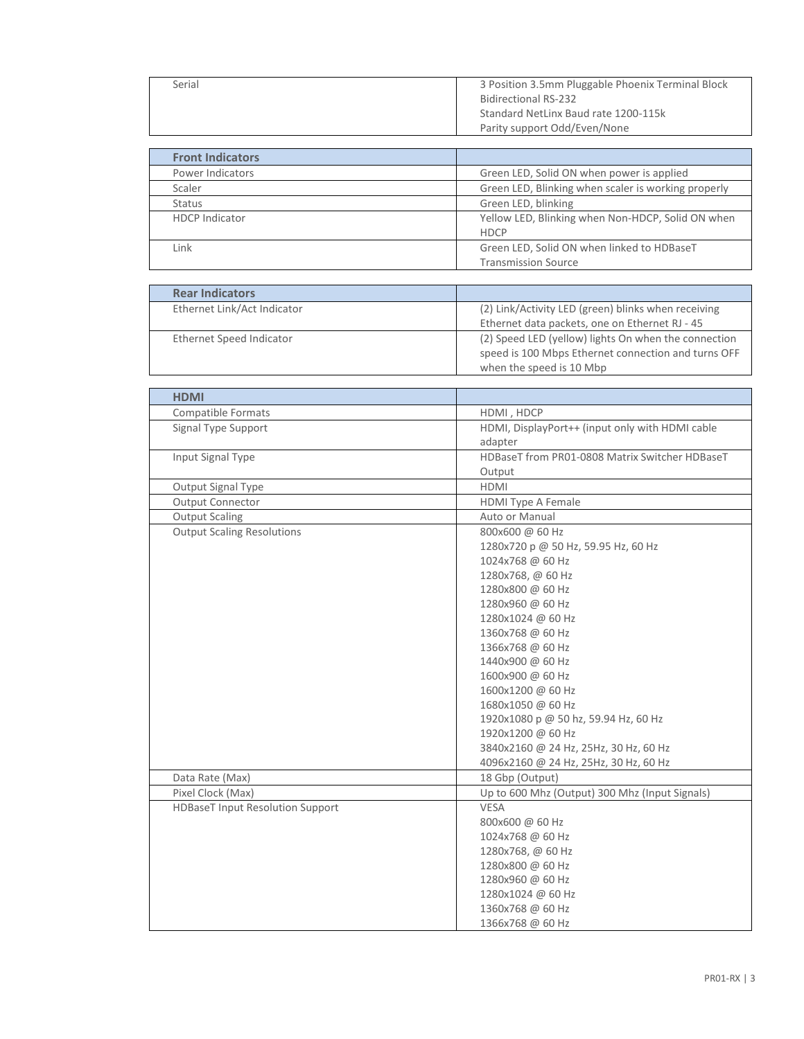| | |
|---|---|
| Serial | 3 Position 3.5mm Pluggable Phoenix Terminal Block<br>Bidirectional RS-232<br>Standard NetLinx Baud rate 1200-115k<br>Parity support Odd/Even/None |

| **Front Indicators** | |
|---|---|
| Power Indicators | Green LED, Solid ON when power is applied |
| Scaler | Green LED, Blinking when scaler is working properly |
| Status | Green LED, blinking |
| HDCP Indicator | Yellow LED, Blinking when Non-HDCP, Solid ON when HDCP |
| Link | Green LED, Solid ON when linked to HDBaseT Transmission Source |

| **Rear Indicators** | |
|---|---|
| Ethernet Link/Act Indicator | (2) Link/Activity LED (green) blinks when receiving Ethernet data packets, one on Ethernet RJ - 45 |
| Ethernet Speed Indicator | (2) Speed LED (yellow) lights On when the connection speed is 100 Mbps Ethernet connection and turns OFF when the speed is 10 Mbp |

| **HDMI** | |
|---|---|
| Compatible Formats | HDMI , HDCP |
| Signal Type Support | HDMI, DisplayPort++ (input only with HDMI cable adapter |
| Input Signal Type | HDBaseT from PR01-0808 Matrix Switcher HDBaseT Output |
| Output Signal Type | HDMI |
| Output Connector | HDMI Type A Female |
| Output Scaling | Auto or Manual |
| Output Scaling Resolutions | 800x600 @ 60 Hz<br>1280x720 p @ 50 Hz, 59.95 Hz, 60 Hz<br>1024x768 @ 60 Hz<br>1280x768, @ 60 Hz<br>1280x800 @ 60 Hz<br>1280x960 @ 60 Hz<br>1280x1024 @ 60 Hz<br>1360x768 @ 60 Hz<br>1366x768 @ 60 Hz<br>1440x900 @ 60 Hz<br>1600x900 @ 60 Hz<br>1600x1200 @ 60 Hz<br>1680x1050 @ 60 Hz<br>1920x1080 p @ 50 hz, 59.94 Hz, 60 Hz<br>1920x1200 @ 60 Hz<br>3840x2160 @ 24 Hz, 25Hz, 30 Hz, 60 Hz<br>4096x2160 @ 24 Hz, 25Hz, 30 Hz, 60 Hz |
| Data Rate (Max) | 18 Gbp (Output) |
| Pixel Clock (Max) | Up to 600 Mhz (Output) 300 Mhz (Input Signals) |
| HDBaseT Input Resolution Support | VESA<br>800x600 @ 60 Hz<br>1024x768 @ 60 Hz<br>1280x768, @ 60 Hz<br>1280x800 @ 60 Hz<br>1280x960 @ 60 Hz<br>1280x1024 @ 60 Hz<br>1360x768 @ 60 Hz<br>1366x768 @ 60 Hz |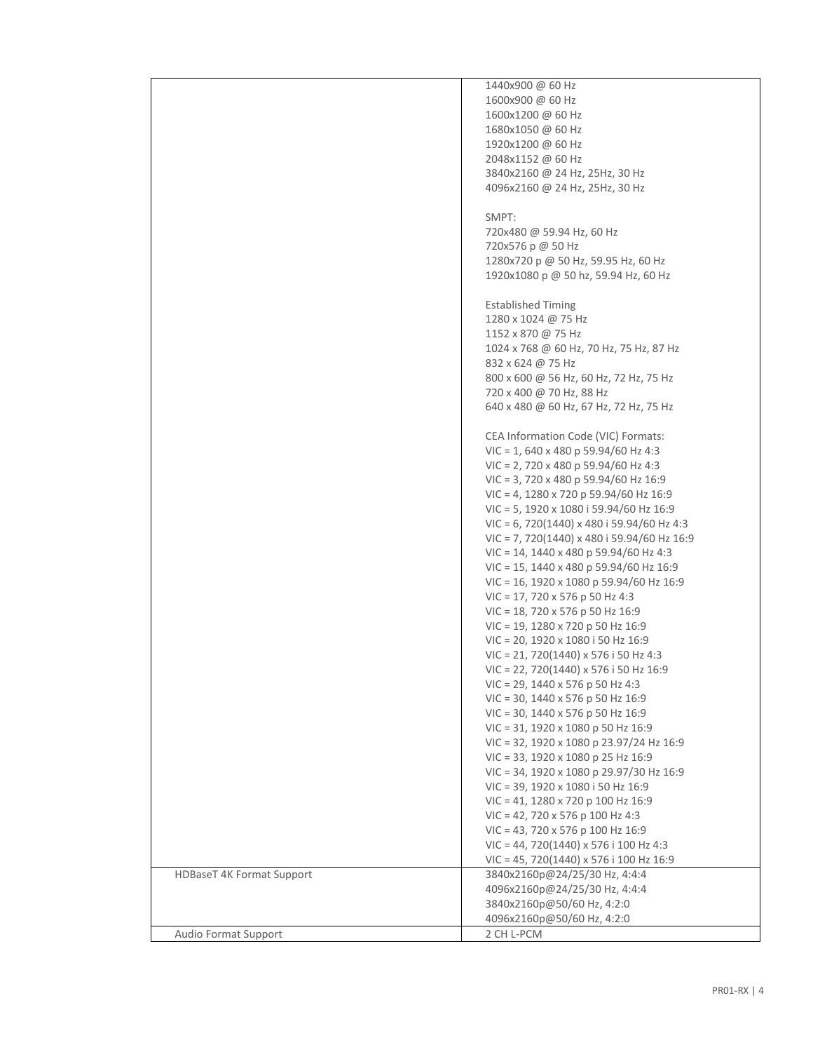| | |
|---|---|
| | 1440x900 @ 60 Hz<br>1600x900 @ 60 Hz<br>1600x1200 @ 60 Hz<br>1680x1050 @ 60 Hz<br>1920x1200 @ 60 Hz<br>2048x1152 @ 60 Hz<br>3840x2160 @ 24 Hz, 25Hz, 30 Hz<br>4096x2160 @ 24 Hz, 25Hz, 30 Hz<br><br>SMPT:<br>720x480 @ 59.94 Hz, 60 Hz<br>720x576 p @ 50 Hz<br>1280x720 p @ 50 Hz, 59.95 Hz, 60 Hz<br>1920x1080 p @ 50 hz, 59.94 Hz, 60 Hz<br><br>Established Timing<br>1280 x 1024 @ 75 Hz<br>1152 x 870 @ 75 Hz<br>1024 x 768 @ 60 Hz, 70 Hz, 75 Hz, 87 Hz<br>832 x 624 @ 75 Hz<br>800 x 600 @ 56 Hz, 60 Hz, 72 Hz, 75 Hz<br>720 x 400 @ 70 Hz, 88 Hz<br>640 x 480 @ 60 Hz, 67 Hz, 72 Hz, 75 Hz<br><br>CEA Information Code (VIC) Formats:<br>VIC = 1, 640 x 480 p 59.94/60 Hz 4:3<br>VIC = 2, 720 x 480 p 59.94/60 Hz 4:3<br>VIC = 3, 720 x 480 p 59.94/60 Hz 16:9<br>VIC = 4, 1280 x 720 p 59.94/60 Hz 16:9<br>VIC = 5, 1920 x 1080 i 59.94/60 Hz 16:9<br>VIC = 6, 720(1440) x 480 i 59.94/60 Hz 4:3<br>VIC = 7, 720(1440) x 480 i 59.94/60 Hz 16:9<br>VIC = 14, 1440 x 480 p 59.94/60 Hz 4:3<br>VIC = 15, 1440 x 480 p 59.94/60 Hz 16:9<br>VIC = 16, 1920 x 1080 p 59.94/60 Hz 16:9<br>VIC = 17, 720 x 576 p 50 Hz 4:3<br>VIC = 18, 720 x 576 p 50 Hz 16:9<br>VIC = 19, 1280 x 720 p 50 Hz 16:9<br>VIC = 20, 1920 x 1080 i 50 Hz 16:9<br>VIC = 21, 720(1440) x 576 i 50 Hz 4:3<br>VIC = 22, 720(1440) x 576 i 50 Hz 16:9<br>VIC = 29, 1440 x 576 p 50 Hz 4:3<br>VIC = 30, 1440 x 576 p 50 Hz 16:9<br>VIC = 30, 1440 x 576 p 50 Hz 16:9<br>VIC = 31, 1920 x 1080 p 50 Hz 16:9<br>VIC = 32, 1920 x 1080 p 23.97/24 Hz 16:9<br>VIC = 33, 1920 x 1080 p 25 Hz 16:9<br>VIC = 34, 1920 x 1080 p 29.97/30 Hz 16:9<br>VIC = 39, 1920 x 1080 i 50 Hz 16:9<br>VIC = 41, 1280 x 720 p 100 Hz 16:9<br>VIC = 42, 720 x 576 p 100 Hz 4:3<br>VIC = 43, 720 x 576 p 100 Hz 16:9<br>VIC = 44, 720(1440) x 576 i 100 Hz 4:3<br>VIC = 45, 720(1440) x 576 i 100 Hz 16:9 |
| HDBaseT 4K Format Support | 3840x2160p@24/25/30 Hz, 4:4:4<br>4096x2160p@24/25/30 Hz, 4:4:4<br>3840x2160p@50/60 Hz, 4:2:0<br>4096x2160p@50/60 Hz, 4:2:0 |
| Audio Format Support | 2 CH L-PCM |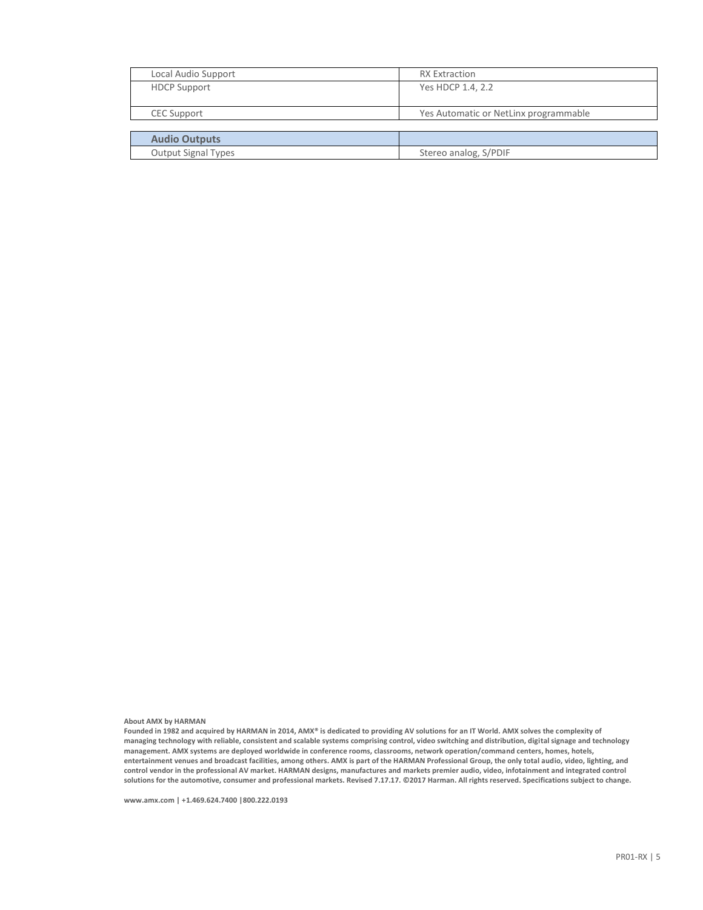| | |
|---|---|
| Local Audio Support | RX Extraction |
| HDCP Support | Yes HDCP 1.4, 2.2 |
| CEC Support | Yes Automatic or NetLinx programmable |

| **Audio Outputs** | |
|---|---|
| Output Signal Types | Stereo analog, S/PDIF |

**About AMX by HARMAN**
**Founded in 1982 and acquired by HARMAN in 2014, AMX® is dedicated to providing AV solutions for an IT World. AMX solves the complexity of managing technology with reliable, consistent and scalable systems comprising control, video switching and distribution, digital signage and technology management. AMX systems are deployed worldwide in conference rooms, classrooms, network operation/command centers, homes, hotels, entertainment venues and broadcast facilities, among others. AMX is part of the HARMAN Professional Group, the only total audio, video, lighting, and control vendor in the professional AV market. HARMAN designs, manufactures and markets premier audio, video, infotainment and integrated control solutions for the automotive, consumer and professional markets. Revised 7.17.17. ©2017 Harman. All rights reserved. Specifications subject to change.**

**www.amx.com | +1.469.624.7400 |800.222.0193**